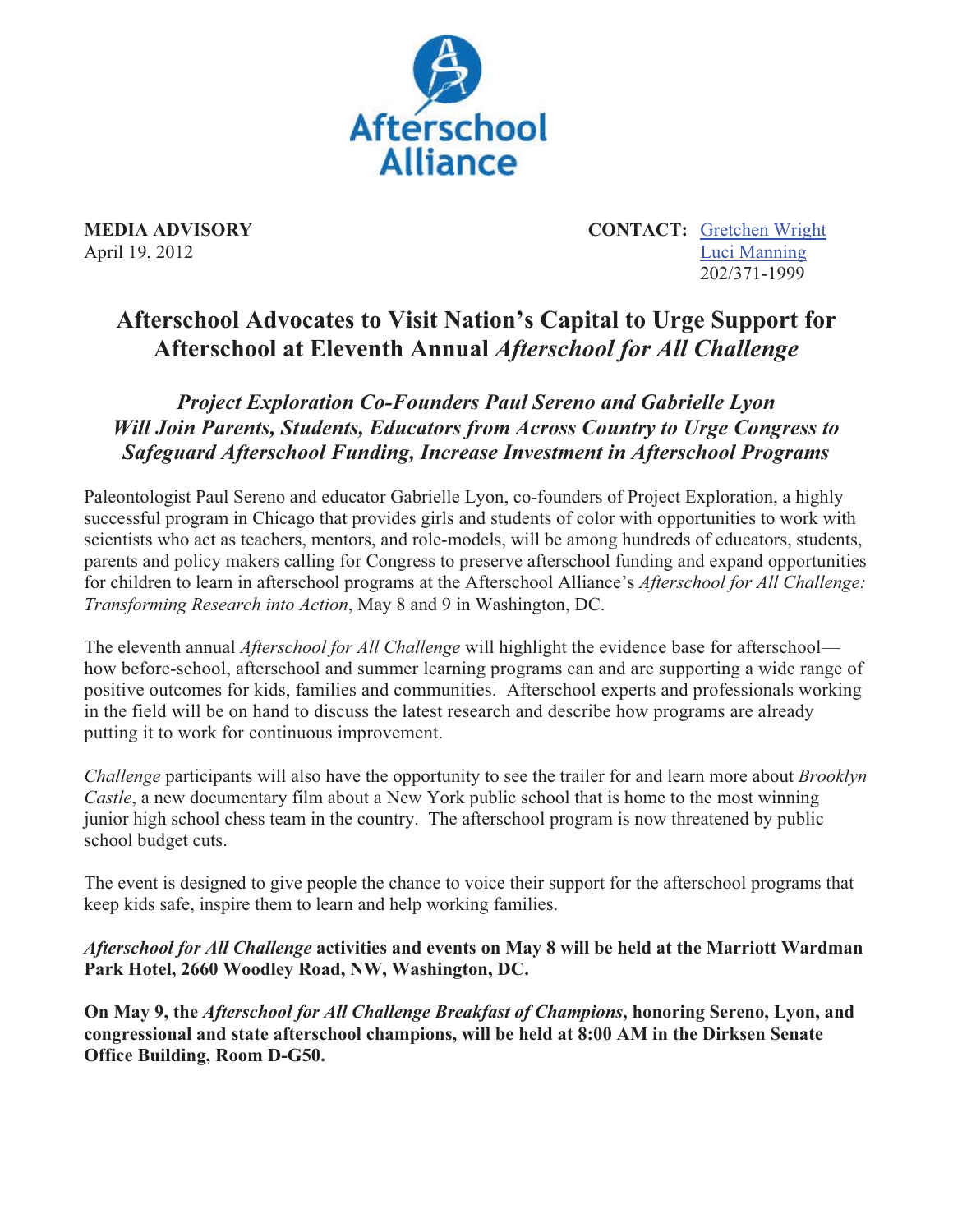Afterschool Alliance

**MEDIA ADVISORY**
April 19, 2012

**CONTACT:** Gretchen Wright
Luci Manning
202/371-1999

# Afterschool Advocates to Visit Nation's Capital to Urge Support for Afterschool at Eleventh Annual *Afterschool for All Challenge*

## *Project Exploration Co-Founders Paul Sereno and Gabrielle Lyon Will Join Parents, Students, Educators from Across Country to Urge Congress to Safeguard Afterschool Funding, Increase Investment in Afterschool Programs*

Paleontologist Paul Sereno and educator Gabrielle Lyon, co-founders of Project Exploration, a highly successful program in Chicago that provides girls and students of color with opportunities to work with scientists who act as teachers, mentors, and role-models, will be among hundreds of educators, students, parents and policy makers calling for Congress to preserve afterschool funding and expand opportunities for children to learn in afterschool programs at the Afterschool Alliance's *Afterschool for All Challenge: Transforming Research into Action*, May 8 and 9 in Washington, DC.

The eleventh annual *Afterschool for All Challenge* will highlight the evidence base for afterschool—how before-school, afterschool and summer learning programs can and are supporting a wide range of positive outcomes for kids, families and communities. Afterschool experts and professionals working in the field will be on hand to discuss the latest research and describe how programs are already putting it to work for continuous improvement.

*Challenge* participants will also have the opportunity to see the trailer for and learn more about *Brooklyn Castle*, a new documentary film about a New York public school that is home to the most winning junior high school chess team in the country. The afterschool program is now threatened by public school budget cuts.

The event is designed to give people the chance to voice their support for the afterschool programs that keep kids safe, inspire them to learn and help working families.

***Afterschool for All Challenge* activities and events on May 8 will be held at the Marriott Wardman Park Hotel, 2660 Woodley Road, NW, Washington, DC.**

**On May 9, the *Afterschool for All Challenge Breakfast of Champions*, honoring Sereno, Lyon, and congressional and state afterschool champions, will be held at 8:00 AM in the Dirksen Senate Office Building, Room D-G50.**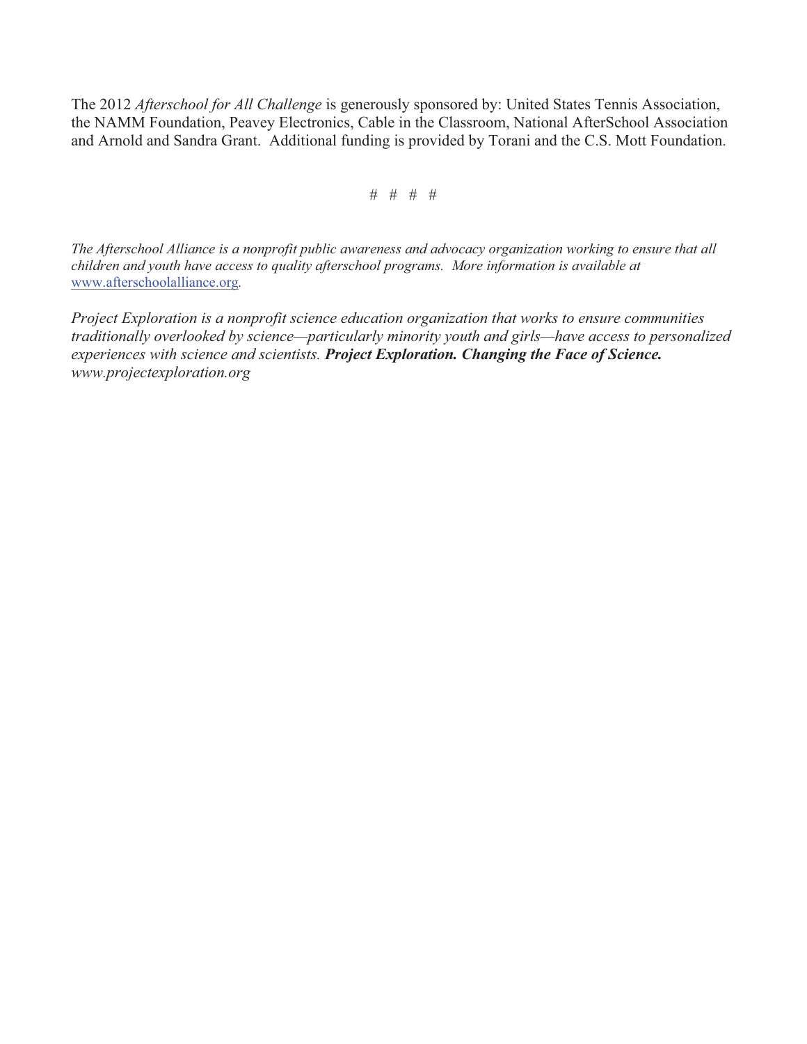The 2012 *Afterschool for All Challenge* is generously sponsored by: United States Tennis Association, the NAMM Foundation, Peavey Electronics, Cable in the Classroom, National AfterSchool Association and Arnold and Sandra Grant. Additional funding is provided by Torani and the C.S. Mott Foundation.

# # # #

*The Afterschool Alliance is a nonprofit public awareness and advocacy organization working to ensure that all children and youth have access to quality afterschool programs. More information is available at* [www.afterschoolalliance.org](http://www.afterschoolalliance.org).

*Project Exploration is a nonprofit science education organization that works to ensure communities traditionally overlooked by science—particularly minority youth and girls—have access to personalized experiences with science and scientists.* ***Project Exploration. Changing the Face of Science.*** *www.projectexploration.org*